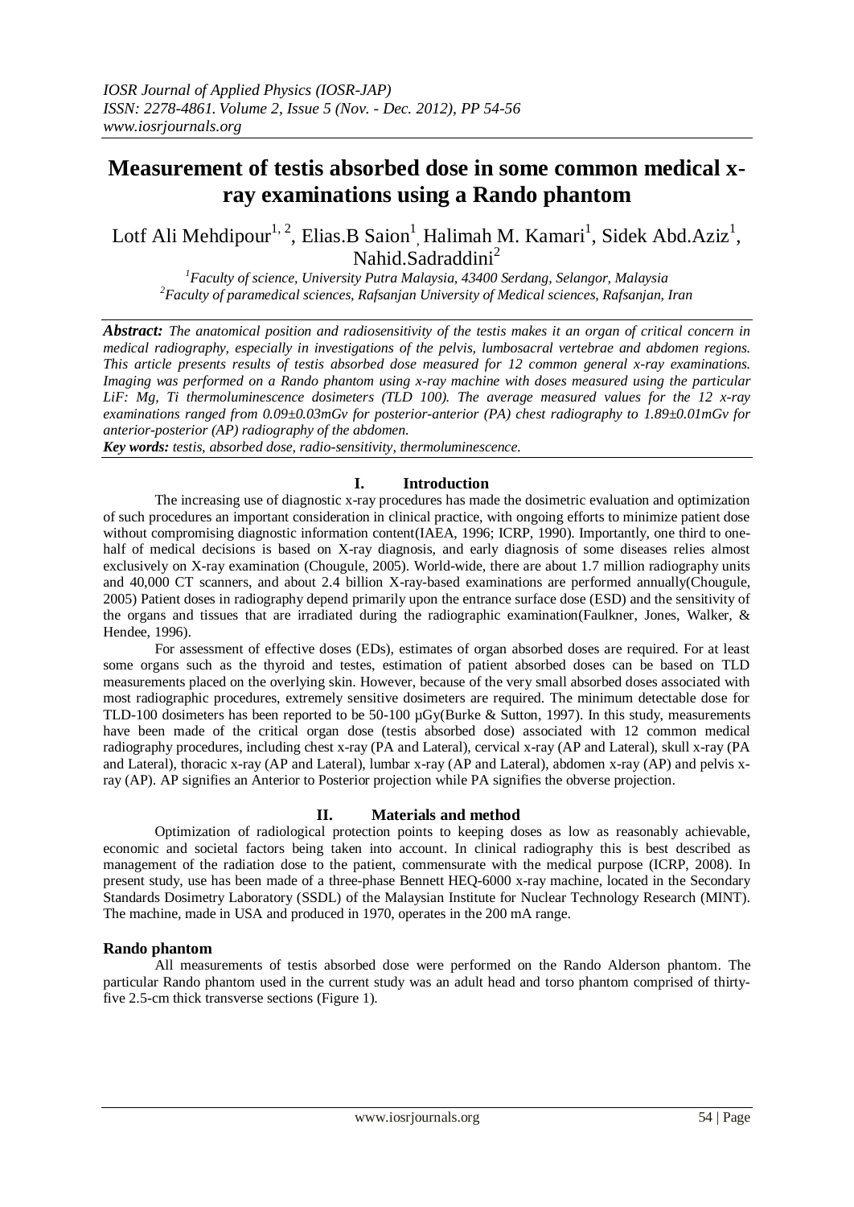# Measurement of testis absorbed dose in some common medical x-ray examinations using a Rando phantom

Lotf Ali Mehdipour[1, 2], Elias.B Saion[1], Halimah M. Kamari[1], Sidek Abd.Aziz[1], Nahid.Sadraddini[2]

[1]*Faculty of science, University Putra Malaysia, 43400 Serdang, Selangor, Malaysia*
[2]*Faculty of paramedical sciences, Rafsanjan University of Medical sciences, Rafsanjan, Iran*

***Abstract:*** *The anatomical position and radiosensitivity of the testis makes it an organ of critical concern in medical radiography, especially in investigations of the pelvis, lumbosacral vertebrae and abdomen regions. This article presents results of testis absorbed dose measured for 12 common general x-ray examinations. Imaging was performed on a Rando phantom using x-ray machine with doses measured using the particular LiF: Mg, Ti thermoluminescence dosimeters (TLD 100). The average measured values for the 12 x-ray examinations ranged from 0.09±0.03mGv for posterior-anterior (PA) chest radiography to 1.89±0.01mGv for anterior-posterior (AP) radiography of the abdomen.*

***Key words:*** *testis, absorbed dose, radio-sensitivity, thermoluminescence.*

## I. Introduction

The increasing use of diagnostic x-ray procedures has made the dosimetric evaluation and optimization of such procedures an important consideration in clinical practice, with ongoing efforts to minimize patient dose without compromising diagnostic information content(IAEA, 1996; ICRP, 1990). Importantly, one third to one-half of medical decisions is based on X-ray diagnosis, and early diagnosis of some diseases relies almost exclusively on X-ray examination (Chougule, 2005). World-wide, there are about 1.7 million radiography units and 40,000 CT scanners, and about 2.4 billion X-ray-based examinations are performed annually(Chougule, 2005) Patient doses in radiography depend primarily upon the entrance surface dose (ESD) and the sensitivity of the organs and tissues that are irradiated during the radiographic examination(Faulkner, Jones, Walker, & Hendee, 1996).

For assessment of effective doses (EDs), estimates of organ absorbed doses are required. For at least some organs such as the thyroid and testes, estimation of patient absorbed doses can be based on TLD measurements placed on the overlying skin. However, because of the very small absorbed doses associated with most radiographic procedures, extremely sensitive dosimeters are required. The minimum detectable dose for TLD-100 dosimeters has been reported to be 50-100 μGy(Burke & Sutton, 1997). In this study, measurements have been made of the critical organ dose (testis absorbed dose) associated with 12 common medical radiography procedures, including chest x-ray (PA and Lateral), cervical x-ray (AP and Lateral), skull x-ray (PA and Lateral), thoracic x-ray (AP and Lateral), lumbar x-ray (AP and Lateral), abdomen x-ray (AP) and pelvis x-ray (AP). AP signifies an Anterior to Posterior projection while PA signifies the obverse projection.

## II. Materials and method

Optimization of radiological protection points to keeping doses as low as reasonably achievable, economic and societal factors being taken into account. In clinical radiography this is best described as management of the radiation dose to the patient, commensurate with the medical purpose (ICRP, 2008). In present study, use has been made of a three-phase Bennett HEQ-6000 x-ray machine, located in the Secondary Standards Dosimetry Laboratory (SSDL) of the Malaysian Institute for Nuclear Technology Research (MINT). The machine, made in USA and produced in 1970, operates in the 200 mA range.

### Rando phantom

All measurements of testis absorbed dose were performed on the Rando Alderson phantom. The particular Rando phantom used in the current study was an adult head and torso phantom comprised of thirty-five 2.5-cm thick transverse sections (Figure 1).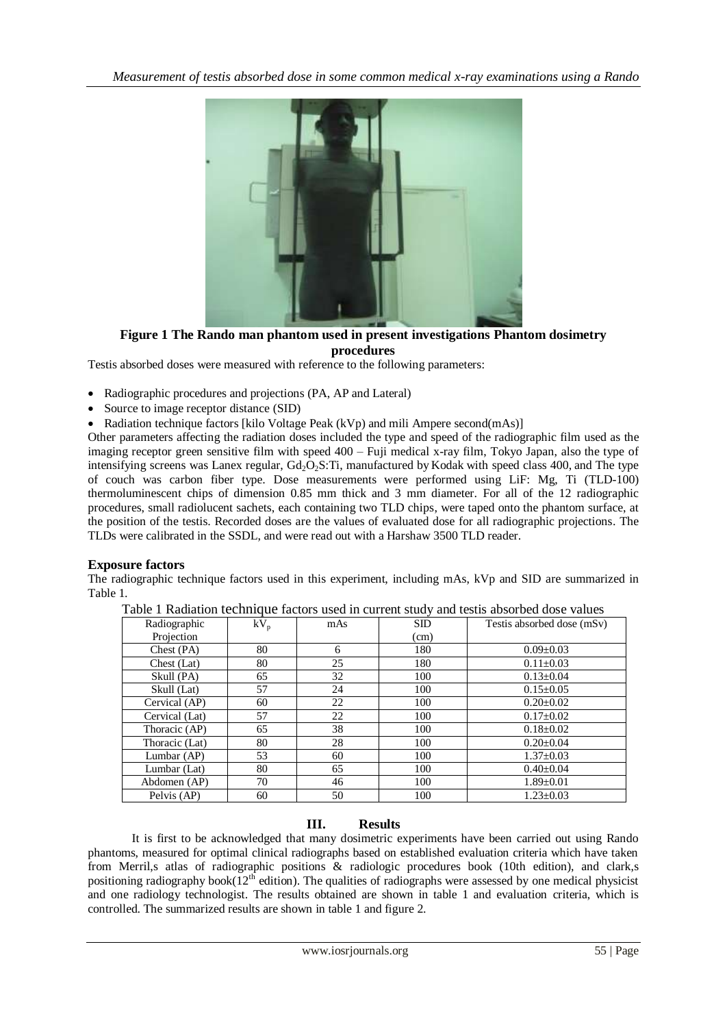**Figure 1 The Rando man phantom used in present investigations Phantom dosimetry procedures**

Testis absorbed doses were measured with reference to the following parameters:

- Radiographic procedures and projections (PA, AP and Lateral)
- Source to image receptor distance (SID)
- Radiation technique factors [kilo Voltage Peak (kVp) and mili Ampere second(mAs)]

Other parameters affecting the radiation doses included the type and speed of the radiographic film used as the imaging receptor green sensitive film with speed 400 – Fuji medical x-ray film, Tokyo Japan, also the type of intensifying screens was Lanex regular, $Gd_2O_2S$:Ti, manufactured by Kodak with speed class 400, and The type of couch was carbon fiber type. Dose measurements were performed using LiF: Mg, Ti (TLD-100) thermoluminescent chips of dimension 0.85 mm thick and 3 mm diameter. For all of the 12 radiographic procedures, small radiolucent sachets, each containing two TLD chips, were taped onto the phantom surface, at the position of the testis. Recorded doses are the values of evaluated dose for all radiographic projections. The TLDs were calibrated in the SSDL, and were read out with a Harshaw 3500 TLD reader.

### Exposure factors

The radiographic technique factors used in this experiment, including mAs, kVp and SID are summarized in Table 1.

Table 1 Radiation technique factors used in current study and testis absorbed dose values

| Radiographic Projection | $kV_p$ | mAs | SID (cm) | Testis absorbed dose (mSv) |
|---|---|---|---|---|
| Chest (PA) | 80 | 6 | 180 | 0.09±0.03 |
| Chest (Lat) | 80 | 25 | 180 | 0.11±0.03 |
| Skull (PA) | 65 | 32 | 100 | 0.13±0.04 |
| Skull (Lat) | 57 | 24 | 100 | 0.15±0.05 |
| Cervical (AP) | 60 | 22 | 100 | 0.20±0.02 |
| Cervical (Lat) | 57 | 22 | 100 | 0.17±0.02 |
| Thoracic (AP) | 65 | 38 | 100 | 0.18±0.02 |
| Thoracic (Lat) | 80 | 28 | 100 | 0.20±0.04 |
| Lumbar (AP) | 53 | 60 | 100 | 1.37±0.03 |
| Lumbar (Lat) | 80 | 65 | 100 | 0.40±0.04 |
| Abdomen (AP) | 70 | 46 | 100 | 1.89±0.01 |
| Pelvis (AP) | 60 | 50 | 100 | 1.23±0.03 |

## III. Results

It is first to be acknowledged that many dosimetric experiments have been carried out using Rando phantoms, measured for optimal clinical radiographs based on established evaluation criteria which have taken from Merril,s atlas of radiographic positions & radiologic procedures book (10th edition), and clark,s positioning radiography book($12^{th}$ edition). The qualities of radiographs were assessed by one medical physicist and one radiology technologist. The results obtained are shown in table 1 and evaluation criteria, which is controlled. The summarized results are shown in table 1 and figure 2.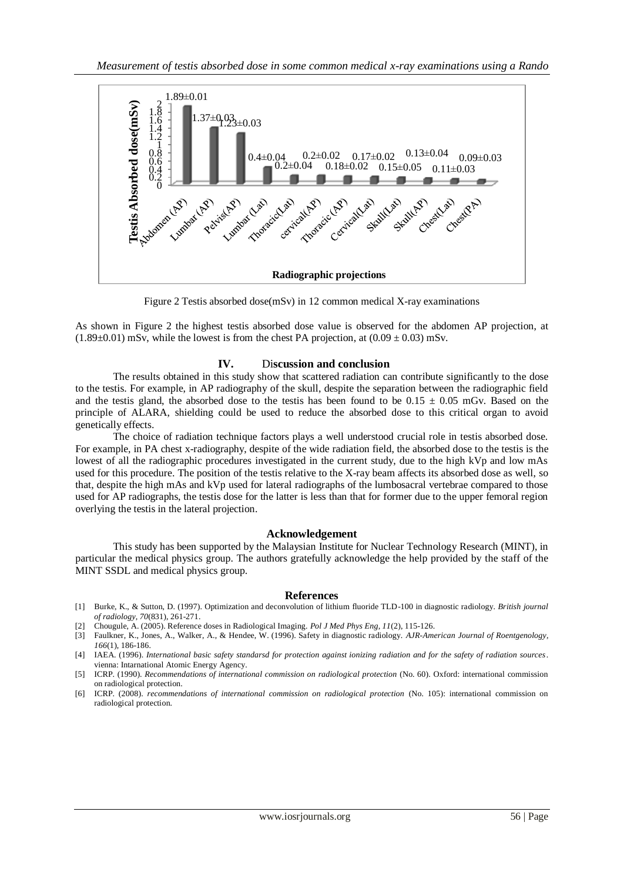Testis Absorbed dose(mSv)

1.89±0.01
1.37±0.03
1.23±0.03
0.4±0.04
0.2±0.04
0.2±0.02
0.18±0.02
0.17±0.02
0.15±0.05
0.13±0.04
0.11±0.03
0.09±0.03

2
1.8
1.6
1.4
1.2
1
0.8
0.6
0.4
0.2
0

Abdomen (AP)
Lumbar (AP)
Pelvis(AP)
Lumbar (Lat)
Thoracic(Lat)
cervical(AP)
Thoracic (AP)
Cervical(Lat)
Skull(Lat)
Skull(AP)
Chest(Lat)
Chest(PA)

Radiographic projections

Figure 2 Testis absorbed dose(mSv) in 12 common medical X-ray examinations

As shown in Figure 2 the highest testis absorbed dose value is observed for the abdomen AP projection, at (1.89±0.01) mSv, while the lowest is from the chest PA projection, at (0.09 ± 0.03) mSv.

## IV. Discussion and conclusion

The results obtained in this study show that scattered radiation can contribute significantly to the dose to the testis. For example, in AP radiography of the skull, despite the separation between the radiographic field and the testis gland, the absorbed dose to the testis has been found to be 0.15 ± 0.05 mGv. Based on the principle of ALARA, shielding could be used to reduce the absorbed dose to this critical organ to avoid genetically effects.

The choice of radiation technique factors plays a well understood crucial role in testis absorbed dose. For example, in PA chest x-radiography, despite of the wide radiation field, the absorbed dose to the testis is the lowest of all the radiographic procedures investigated in the current study, due to the high kVp and low mAs used for this procedure. The position of the testis relative to the X-ray beam affects its absorbed dose as well, so that, despite the high mAs and kVp used for lateral radiographs of the lumbosacral vertebrae compared to those used for AP radiographs, the testis dose for the latter is less than that for former due to the upper femoral region overlying the testis in the lateral projection.

## Acknowledgement

This study has been supported by the Malaysian Institute for Nuclear Technology Research (MINT), in particular the medical physics group. The authors gratefully acknowledge the help provided by the staff of the MINT SSDL and medical physics group.

## References

[1] Burke, K., & Sutton, D. (1997). Optimization and deconvolution of lithium fluoride TLD-100 in diagnostic radiology. *British journal of radiology, 70*(831), 261-271.

[2] Chougule, A. (2005). Reference doses in Radiological Imaging. *Pol J Med Phys Eng, 11*(2), 115-126.

[3] Faulkner, K., Jones, A., Walker, A., & Hendee, W. (1996). Safety in diagnostic radiology. *AJR-American Journal of Roentgenology, 166*(1), 186-186.

[4] IAEA. (1996). *International basic safety standarsd for protection against ionizing radiation and for the safety of radiation sources*. vienna: Intarnational Atomic Energy Agency.

[5] ICRP. (1990). *Recommendations of international commission on radiological protection* (No. 60). Oxford: international commission on radiological protection.

[6] ICRP. (2008). *recommendations of international commission on radiological protection* (No. 105): international commission on radiological protection.